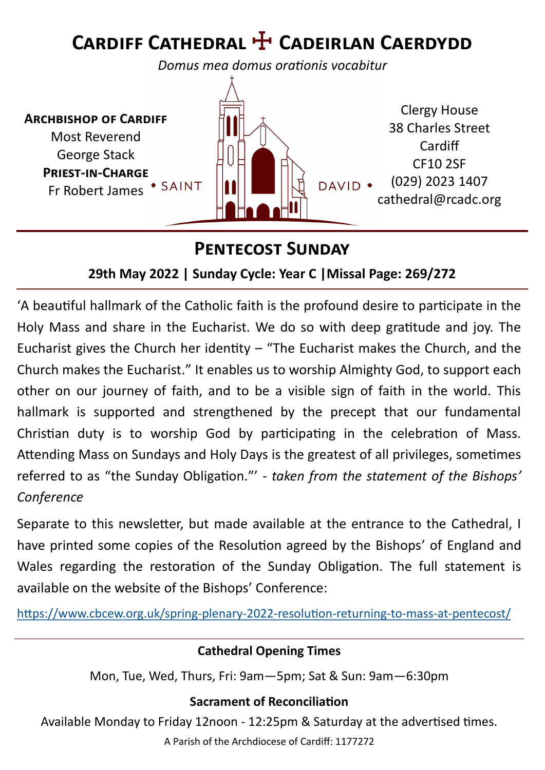# Cardiff Cathedral ☩ Cadeirlan Caerdydd

*Domus mea domus orationis vocabitur*

**Archbishop of Cardiff**
Most Reverend
George Stack
**Priest-in-Charge**
Fr Robert James

◆ SAINT DAVID ◆

Clergy House
38 Charles Street
Cardiff
CF10 2SF
(029) 2023 1407
cathedral@rcadc.org

## Pentecost Sunday

**29th May 2022 | Sunday Cycle: Year C |Missal Page: 269/272**

'A beautiful hallmark of the Catholic faith is the profound desire to participate in the Holy Mass and share in the Eucharist. We do so with deep gratitude and joy. The Eucharist gives the Church her identity – "The Eucharist makes the Church, and the Church makes the Eucharist." It enables us to worship Almighty God, to support each other on our journey of faith, and to be a visible sign of faith in the world. This hallmark is supported and strengthened by the precept that our fundamental Christian duty is to worship God by participating in the celebration of Mass. Attending Mass on Sundays and Holy Days is the greatest of all privileges, sometimes referred to as "the Sunday Obligation."' - *taken from the statement of the Bishops' Conference*

Separate to this newsletter, but made available at the entrance to the Cathedral, I have printed some copies of the Resolution agreed by the Bishops' of England and Wales regarding the restoration of the Sunday Obligation. The full statement is available on the website of the Bishops' Conference:

https://www.cbcew.org.uk/spring-plenary-2022-resolution-returning-to-mass-at-pentecost/

**Cathedral Opening Times**

Mon, Tue, Wed, Thurs, Fri: 9am—5pm; Sat & Sun: 9am—6:30pm

**Sacrament of Reconciliation**

Available Monday to Friday 12noon - 12:25pm & Saturday at the advertised times.

A Parish of the Archdiocese of Cardiff: 1177272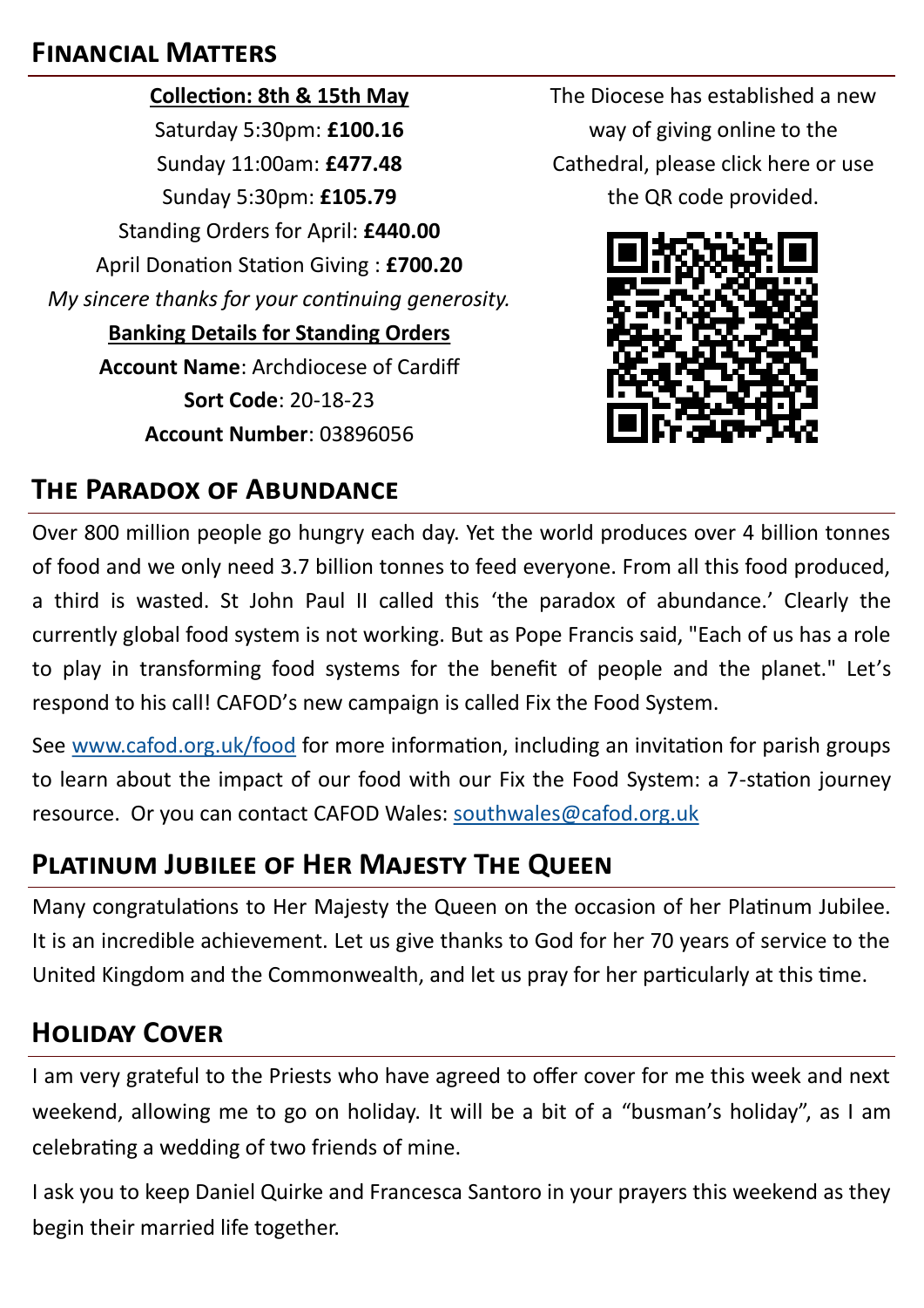## Financial Matters

**Collection: 8th & 15th May**

Saturday 5:30pm: **£100.16**

Sunday 11:00am: **£477.48**

Sunday 5:30pm: **£105.79**

Standing Orders for April: **£440.00**

April Donation Station Giving : **£700.20**

*My sincere thanks for your continuing generosity.*

**Banking Details for Standing Orders**

**Account Name**: Archdiocese of Cardiff

**Sort Code**: 20-18-23

**Account Number**: 03896056

The Diocese has established a new way of giving online to the Cathedral, please click here or use the QR code provided.

## The Paradox of Abundance

Over 800 million people go hungry each day. Yet the world produces over 4 billion tonnes of food and we only need 3.7 billion tonnes to feed everyone. From all this food produced, a third is wasted. St John Paul II called this 'the paradox of abundance.' Clearly the currently global food system is not working. But as Pope Francis said, "Each of us has a role to play in transforming food systems for the benefit of people and the planet." Let's respond to his call! CAFOD's new campaign is called Fix the Food System.

See [www.cafod.org.uk/food](www.cafod.org.uk/food) for more information, including an invitation for parish groups to learn about the impact of our food with our Fix the Food System: a 7-station journey resource. Or you can contact CAFOD Wales: [southwales@cafod.org.uk](mailto:southwales@cafod.org.uk)

## Platinum Jubilee of Her Majesty The Queen

Many congratulations to Her Majesty the Queen on the occasion of her Platinum Jubilee. It is an incredible achievement. Let us give thanks to God for her 70 years of service to the United Kingdom and the Commonwealth, and let us pray for her particularly at this time.

## Holiday Cover

I am very grateful to the Priests who have agreed to offer cover for me this week and next weekend, allowing me to go on holiday. It will be a bit of a "busman's holiday", as I am celebrating a wedding of two friends of mine.

I ask you to keep Daniel Quirke and Francesca Santoro in your prayers this weekend as they begin their married life together.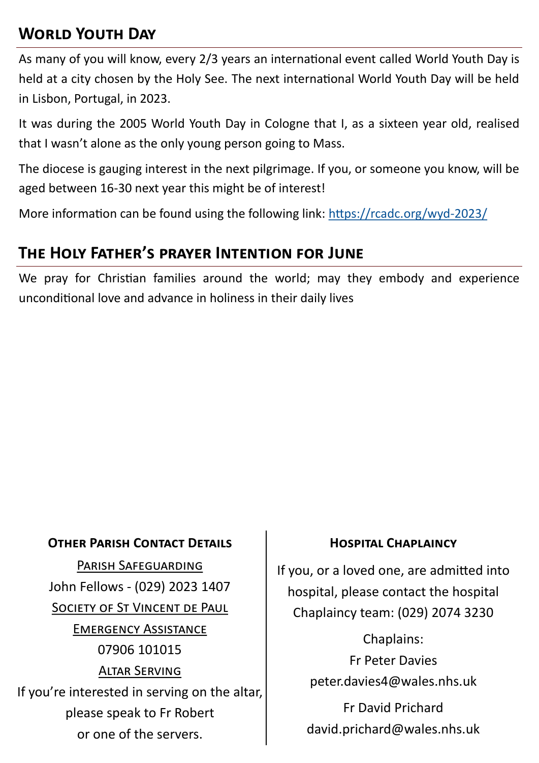## World Youth Day

As many of you will know, every 2/3 years an international event called World Youth Day is held at a city chosen by the Holy See. The next international World Youth Day will be held in Lisbon, Portugal, in 2023.

It was during the 2005 World Youth Day in Cologne that I, as a sixteen year old, realised that I wasn't alone as the only young person going to Mass.

The diocese is gauging interest in the next pilgrimage. If you, or someone you know, will be aged between 16-30 next year this might be of interest!

More information can be found using the following link: https://rcadc.org/wyd-2023/

## The Holy Father's prayer Intention for June

We pray for Christian families around the world; may they embody and experience unconditional love and advance in holiness in their daily lives

### Other Parish Contact Details

Parish Safeguarding
John Fellows - (029) 2023 1407

Society of St Vincent de Paul
Emergency Assistance
07906 101015

Altar Serving
If you're interested in serving on the altar, please speak to Fr Robert or one of the servers.

### Hospital Chaplaincy

If you, or a loved one, are admitted into hospital, please contact the hospital Chaplaincy team: (029) 2074 3230

Chaplains:
Fr Peter Davies
peter.davies4@wales.nhs.uk

Fr David Prichard
david.prichard@wales.nhs.uk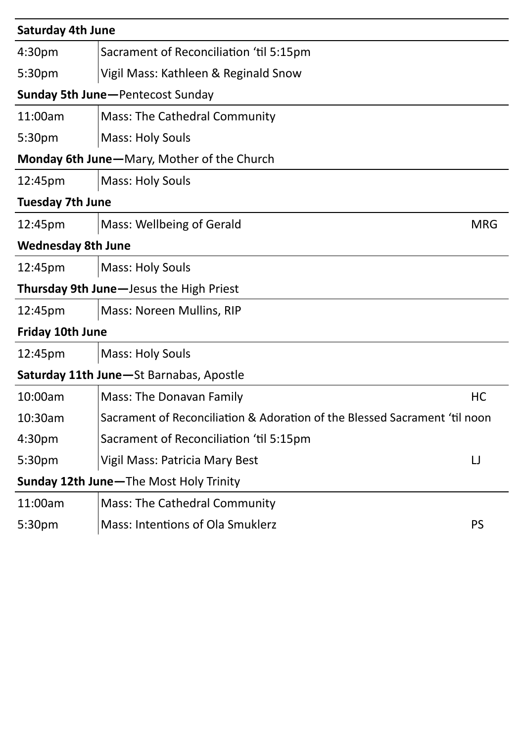**Saturday 4th June**

| | | |
|---|---|---|
| 4:30pm | Sacrament of Reconciliation 'til 5:15pm | |
| 5:30pm | Vigil Mass: Kathleen & Reginald Snow | |

**Sunday 5th June—**Pentecost Sunday

| | | |
|---|---|---|
| 11:00am | Mass: The Cathedral Community | |
| 5:30pm | Mass: Holy Souls | |

**Monday 6th June—**Mary, Mother of the Church

| | | |
|---|---|---|
| 12:45pm | Mass: Holy Souls | |

**Tuesday 7th June**

| | | |
|---|---|---|
| 12:45pm | Mass: Wellbeing of Gerald | MRG |

**Wednesday 8th June**

| | | |
|---|---|---|
| 12:45pm | Mass: Holy Souls | |

**Thursday 9th June—**Jesus the High Priest

| | | |
|---|---|---|
| 12:45pm | Mass: Noreen Mullins, RIP | |

**Friday 10th June**

| | | |
|---|---|---|
| 12:45pm | Mass: Holy Souls | |

**Saturday 11th June—**St Barnabas, Apostle

| | | |
|---|---|---|
| 10:00am | Mass: The Donavan Family | HC |
| 10:30am | Sacrament of Reconciliation & Adoration of the Blessed Sacrament 'til noon | |
| 4:30pm | Sacrament of Reconciliation 'til 5:15pm | |
| 5:30pm | Vigil Mass: Patricia Mary Best | LJ |

**Sunday 12th June—**The Most Holy Trinity

| | | |
|---|---|---|
| 11:00am | Mass: The Cathedral Community | |
| 5:30pm | Mass: Intentions of Ola Smuklerz | PS |